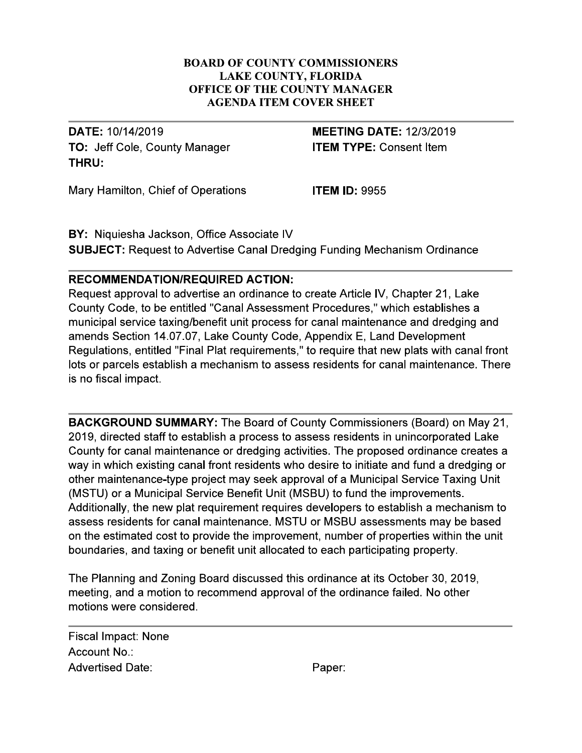# BOARD OF COUNTY COMMISSIONERS
## LAKE COUNTY, FLORIDA
## OFFICE OF THE COUNTY MANAGER
## AGENDA ITEM COVER SHEET

---

**DATE:** 10/14/2019 **MEETING DATE:** 12/3/2019
**TO:** Jeff Cole, County Manager **ITEM TYPE:** Consent Item
**THRU:**

Mary Hamilton, Chief of Operations **ITEM ID:** 9955

**BY:** Niquiesha Jackson, Office Associate IV
**SUBJECT:** Request to Advertise Canal Dredging Funding Mechanism Ordinance

---

**RECOMMENDATION/REQUIRED ACTION:**
Request approval to advertise an ordinance to create Article IV, Chapter 21, Lake County Code, to be entitled "Canal Assessment Procedures," which establishes a municipal service taxing/benefit unit process for canal maintenance and dredging and amends Section 14.07.07, Lake County Code, Appendix E, Land Development Regulations, entitled "Final Plat requirements," to require that new plats with canal front lots or parcels establish a mechanism to assess residents for canal maintenance. There is no fiscal impact.

---

**BACKGROUND SUMMARY:** The Board of County Commissioners (Board) on May 21, 2019, directed staff to establish a process to assess residents in unincorporated Lake County for canal maintenance or dredging activities. The proposed ordinance creates a way in which existing canal front residents who desire to initiate and fund a dredging or other maintenance-type project may seek approval of a Municipal Service Taxing Unit (MSTU) or a Municipal Service Benefit Unit (MSBU) to fund the improvements. Additionally, the new plat requirement requires developers to establish a mechanism to assess residents for canal maintenance. MSTU or MSBU assessments may be based on the estimated cost to provide the improvement, number of properties within the unit boundaries, and taxing or benefit unit allocated to each participating property.

The Planning and Zoning Board discussed this ordinance at its October 30, 2019, meeting, and a motion to recommend approval of the ordinance failed. No other motions were considered.

---

Fiscal Impact: None
Account No.:
Advertised Date: Paper: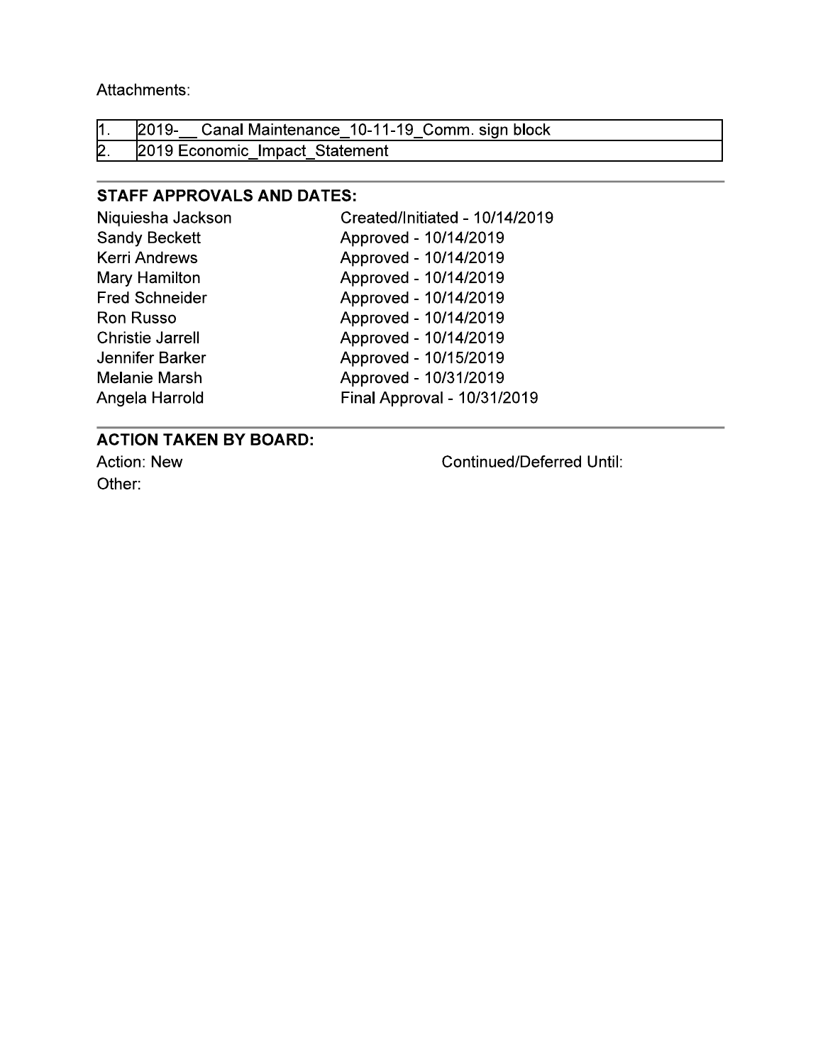Attachments:

| | |
|---|---|
| 1. | 2019-__ Canal Maintenance_10-11-19_Comm. sign block |
| 2. | 2019 Economic_Impact_Statement |

## STAFF APPROVALS AND DATES:

| | |
|---|---|
| Niquiesha Jackson | Created/Initiated - 10/14/2019 |
| Sandy Beckett | Approved - 10/14/2019 |
| Kerri Andrews | Approved - 10/14/2019 |
| Mary Hamilton | Approved - 10/14/2019 |
| Fred Schneider | Approved - 10/14/2019 |
| Ron Russo | Approved - 10/14/2019 |
| Christie Jarrell | Approved - 10/14/2019 |
| Jennifer Barker | Approved - 10/15/2019 |
| Melanie Marsh | Approved - 10/31/2019 |
| Angela Harrold | Final Approval - 10/31/2019 |

## ACTION TAKEN BY BOARD:

Action: New

Continued/Deferred Until:

Other: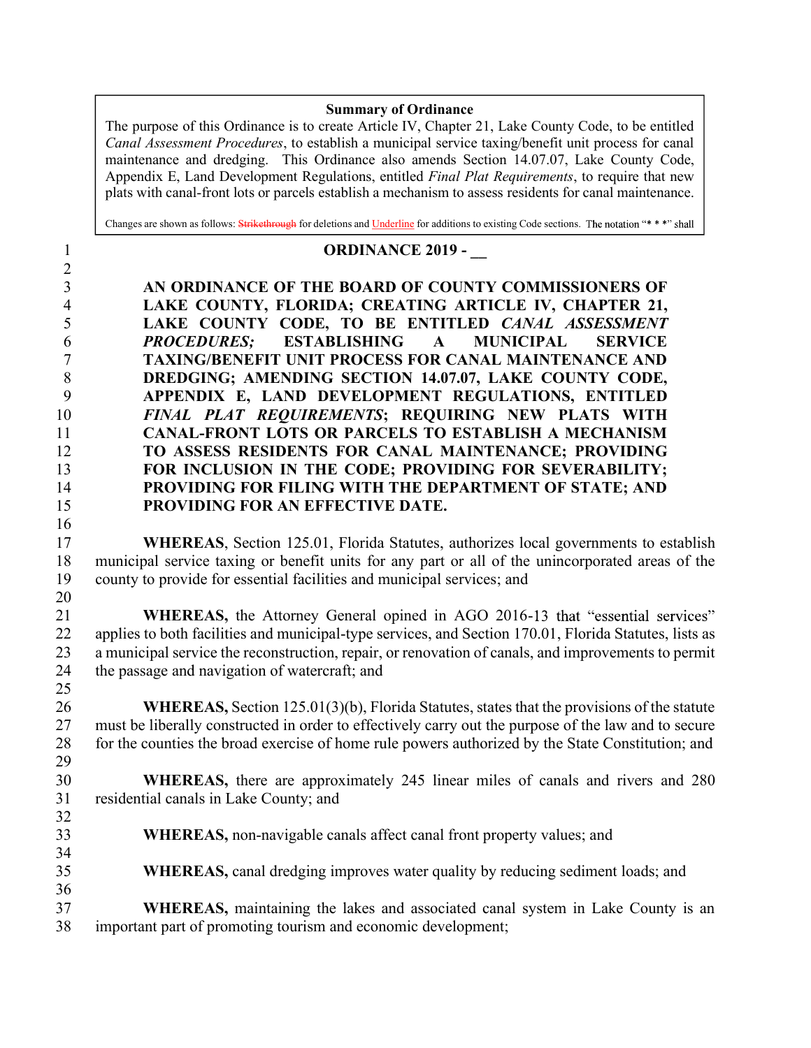**Summary of Ordinance**

The purpose of this Ordinance is to create Article IV, Chapter 21, Lake County Code, to be entitled *Canal Assessment Procedures*, to establish a municipal service taxing/benefit unit process for canal maintenance and dredging. This Ordinance also amends Section 14.07.07, Lake County Code, Appendix E, Land Development Regulations, entitled *Final Plat Requirements*, to require that new plats with canal-front lots or parcels establish a mechanism to assess residents for canal maintenance.

Changes are shown as follows: ~~Strikethrough~~ for deletions and <u>Underline</u> for additions to existing Code sections. The notation "* * *" shall

**ORDINANCE 2019 - __**

**AN ORDINANCE OF THE BOARD OF COUNTY COMMISSIONERS OF LAKE COUNTY, FLORIDA; CREATING ARTICLE IV, CHAPTER 21, LAKE COUNTY CODE, TO BE ENTITLED *CANAL ASSESSMENT PROCEDURES;* ESTABLISHING A MUNICIPAL SERVICE TAXING/BENEFIT UNIT PROCESS FOR CANAL MAINTENANCE AND DREDGING; AMENDING SECTION 14.07.07, LAKE COUNTY CODE, APPENDIX E, LAND DEVELOPMENT REGULATIONS, ENTITLED *FINAL PLAT REQUIREMENTS*; REQUIRING NEW PLATS WITH CANAL-FRONT LOTS OR PARCELS TO ESTABLISH A MECHANISM TO ASSESS RESIDENTS FOR CANAL MAINTENANCE; PROVIDING FOR INCLUSION IN THE CODE; PROVIDING FOR SEVERABILITY; PROVIDING FOR FILING WITH THE DEPARTMENT OF STATE; AND PROVIDING FOR AN EFFECTIVE DATE.**

**WHEREAS**, Section 125.01, Florida Statutes, authorizes local governments to establish municipal service taxing or benefit units for any part or all of the unincorporated areas of the county to provide for essential facilities and municipal services; and

**WHEREAS,** the Attorney General opined in AGO 2016-13 that "essential services" applies to both facilities and municipal-type services, and Section 170.01, Florida Statutes, lists as a municipal service the reconstruction, repair, or renovation of canals, and improvements to permit the passage and navigation of watercraft; and

**WHEREAS,** Section 125.01(3)(b), Florida Statutes, states that the provisions of the statute must be liberally constructed in order to effectively carry out the purpose of the law and to secure for the counties the broad exercise of home rule powers authorized by the State Constitution; and

**WHEREAS,** there are approximately 245 linear miles of canals and rivers and 280 residential canals in Lake County; and

**WHEREAS,** non-navigable canals affect canal front property values; and

**WHEREAS,** canal dredging improves water quality by reducing sediment loads; and

**WHEREAS,** maintaining the lakes and associated canal system in Lake County is an important part of promoting tourism and economic development;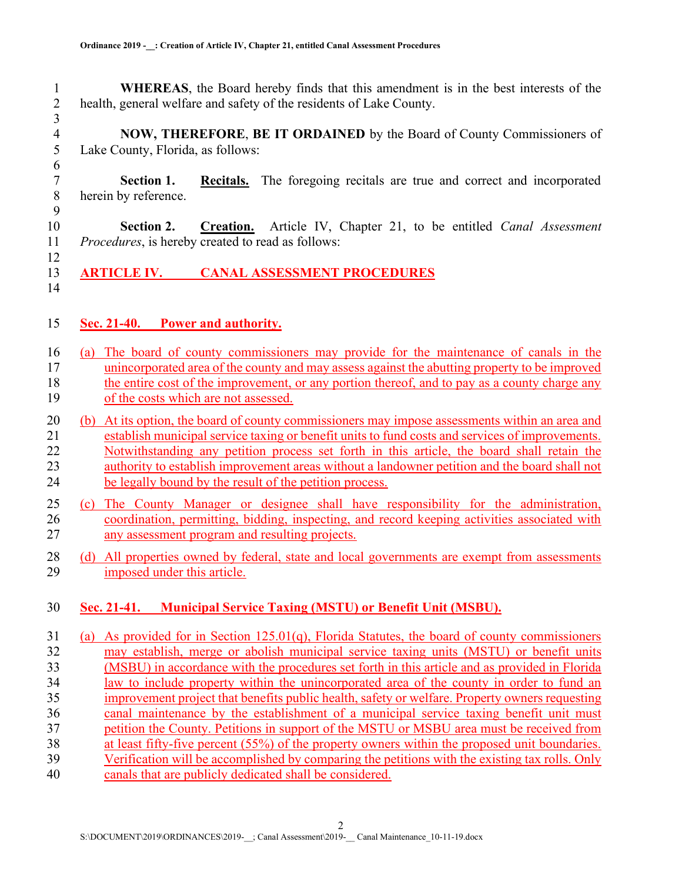**WHEREAS**, the Board hereby finds that this amendment is in the best interests of the health, general welfare and safety of the residents of Lake County.

**NOW, THEREFORE**, **BE IT ORDAINED** by the Board of County Commissioners of Lake County, Florida, as follows:

**Section 1.** **Recitals.** The foregoing recitals are true and correct and incorporated herein by reference.

**Section 2.** **Creation.** Article IV, Chapter 21, to be entitled *Canal Assessment Procedures*, is hereby created to read as follows:

## ARTICLE IV. CANAL ASSESSMENT PROCEDURES

### Sec. 21-40. Power and authority.

(a) The board of county commissioners may provide for the maintenance of canals in the unincorporated area of the county and may assess against the abutting property to be improved the entire cost of the improvement, or any portion thereof, and to pay as a county charge any of the costs which are not assessed.

(b) At its option, the board of county commissioners may impose assessments within an area and establish municipal service taxing or benefit units to fund costs and services of improvements. Notwithstanding any petition process set forth in this article, the board shall retain the authority to establish improvement areas without a landowner petition and the board shall not be legally bound by the result of the petition process.

(c) The County Manager or designee shall have responsibility for the administration, coordination, permitting, bidding, inspecting, and record keeping activities associated with any assessment program and resulting projects.

(d) All properties owned by federal, state and local governments are exempt from assessments imposed under this article.

### Sec. 21-41. Municipal Service Taxing (MSTU) or Benefit Unit (MSBU).

(a) As provided for in Section 125.01(q), Florida Statutes, the board of county commissioners may establish, merge or abolish municipal service taxing units (MSTU) or benefit units (MSBU) in accordance with the procedures set forth in this article and as provided in Florida law to include property within the unincorporated area of the county in order to fund an improvement project that benefits public health, safety or welfare. Property owners requesting canal maintenance by the establishment of a municipal service taxing benefit unit must petition the County. Petitions in support of the MSTU or MSBU area must be received from at least fifty-five percent (55%) of the property owners within the proposed unit boundaries. Verification will be accomplished by comparing the petitions with the existing tax rolls. Only canals that are publicly dedicated shall be considered.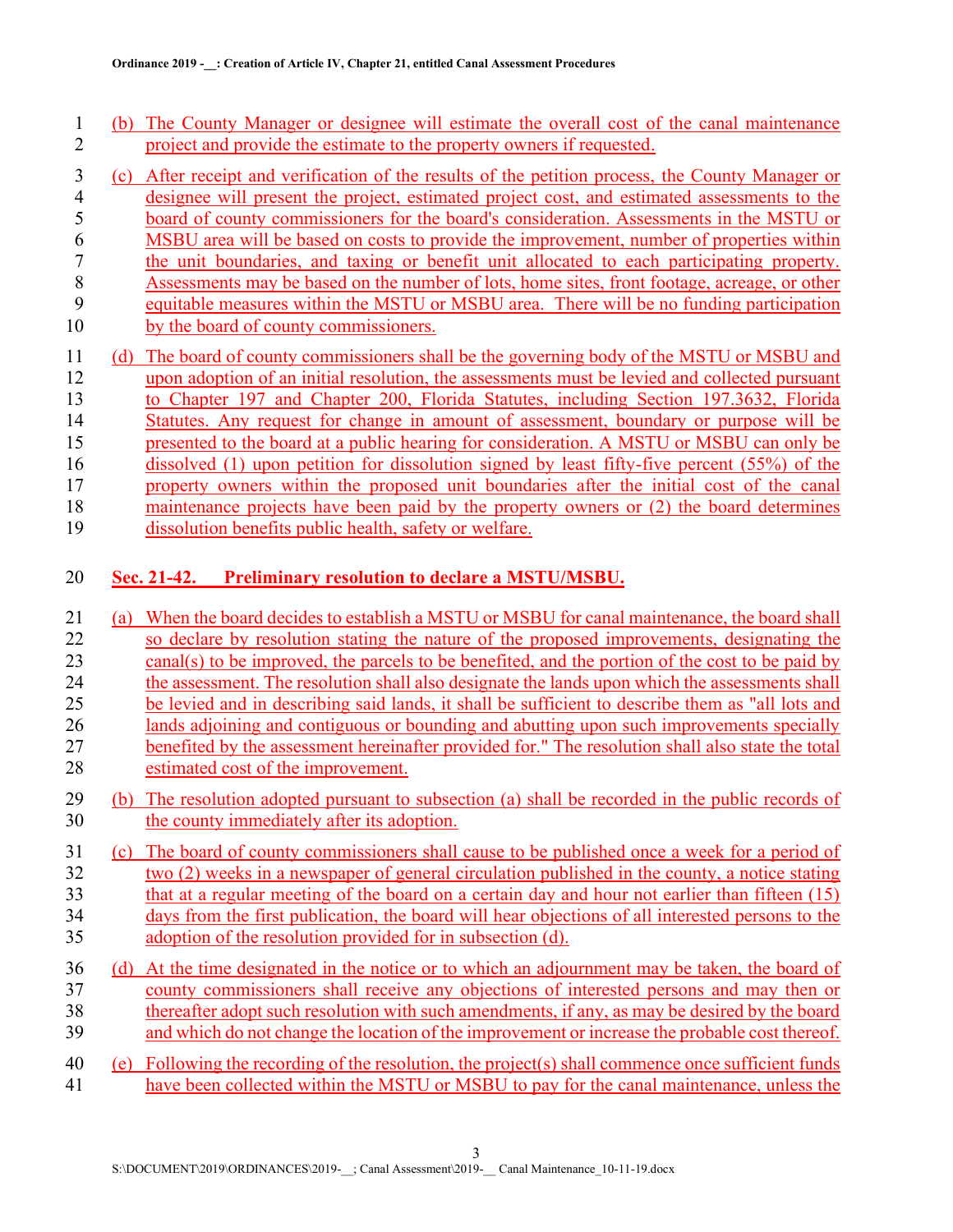(b) The County Manager or designee will estimate the overall cost of the canal maintenance project and provide the estimate to the property owners if requested.

(c) After receipt and verification of the results of the petition process, the County Manager or designee will present the project, estimated project cost, and estimated assessments to the board of county commissioners for the board's consideration. Assessments in the MSTU or MSBU area will be based on costs to provide the improvement, number of properties within the unit boundaries, and taxing or benefit unit allocated to each participating property. Assessments may be based on the number of lots, home sites, front footage, acreage, or other equitable measures within the MSTU or MSBU area. There will be no funding participation by the board of county commissioners.

(d) The board of county commissioners shall be the governing body of the MSTU or MSBU and upon adoption of an initial resolution, the assessments must be levied and collected pursuant to Chapter 197 and Chapter 200, Florida Statutes, including Section 197.3632, Florida Statutes. Any request for change in amount of assessment, boundary or purpose will be presented to the board at a public hearing for consideration. A MSTU or MSBU can only be dissolved (1) upon petition for dissolution signed by least fifty-five percent (55%) of the property owners within the proposed unit boundaries after the initial cost of the canal maintenance projects have been paid by the property owners or (2) the board determines dissolution benefits public health, safety or welfare.

## Sec. 21-42. Preliminary resolution to declare a MSTU/MSBU.

(a) When the board decides to establish a MSTU or MSBU for canal maintenance, the board shall so declare by resolution stating the nature of the proposed improvements, designating the canal(s) to be improved, the parcels to be benefited, and the portion of the cost to be paid by the assessment. The resolution shall also designate the lands upon which the assessments shall be levied and in describing said lands, it shall be sufficient to describe them as "all lots and lands adjoining and contiguous or bounding and abutting upon such improvements specially benefited by the assessment hereinafter provided for." The resolution shall also state the total estimated cost of the improvement.

(b) The resolution adopted pursuant to subsection (a) shall be recorded in the public records of the county immediately after its adoption.

(c) The board of county commissioners shall cause to be published once a week for a period of two (2) weeks in a newspaper of general circulation published in the county, a notice stating that at a regular meeting of the board on a certain day and hour not earlier than fifteen (15) days from the first publication, the board will hear objections of all interested persons to the adoption of the resolution provided for in subsection (d).

(d) At the time designated in the notice or to which an adjournment may be taken, the board of county commissioners shall receive any objections of interested persons and may then or thereafter adopt such resolution with such amendments, if any, as may be desired by the board and which do not change the location of the improvement or increase the probable cost thereof.

(e) Following the recording of the resolution, the project(s) shall commence once sufficient funds have been collected within the MSTU or MSBU to pay for the canal maintenance, unless the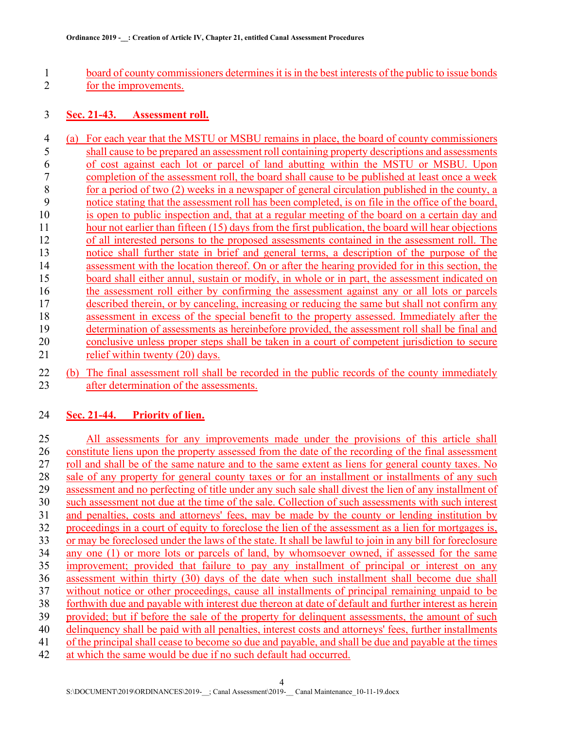board of county commissioners determines it is in the best interests of the public to issue bonds for the improvements.

### Sec. 21-43. Assessment roll.

(a) For each year that the MSTU or MSBU remains in place, the board of county commissioners shall cause to be prepared an assessment roll containing property descriptions and assessments of cost against each lot or parcel of land abutting within the MSTU or MSBU. Upon completion of the assessment roll, the board shall cause to be published at least once a week for a period of two (2) weeks in a newspaper of general circulation published in the county, a notice stating that the assessment roll has been completed, is on file in the office of the board, is open to public inspection and, that at a regular meeting of the board on a certain day and hour not earlier than fifteen (15) days from the first publication, the board will hear objections of all interested persons to the proposed assessments contained in the assessment roll. The notice shall further state in brief and general terms, a description of the purpose of the assessment with the location thereof. On or after the hearing provided for in this section, the board shall either annul, sustain or modify, in whole or in part, the assessment indicated on the assessment roll either by confirming the assessment against any or all lots or parcels described therein, or by canceling, increasing or reducing the same but shall not confirm any assessment in excess of the special benefit to the property assessed. Immediately after the determination of assessments as hereinbefore provided, the assessment roll shall be final and conclusive unless proper steps shall be taken in a court of competent jurisdiction to secure relief within twenty (20) days.

(b) The final assessment roll shall be recorded in the public records of the county immediately after determination of the assessments.

### Sec. 21-44. Priority of lien.

All assessments for any improvements made under the provisions of this article shall constitute liens upon the property assessed from the date of the recording of the final assessment roll and shall be of the same nature and to the same extent as liens for general county taxes. No sale of any property for general county taxes or for an installment or installments of any such assessment and no perfecting of title under any such sale shall divest the lien of any installment of such assessment not due at the time of the sale. Collection of such assessments with such interest and penalties, costs and attorneys' fees, may be made by the county or lending institution by proceedings in a court of equity to foreclose the lien of the assessment as a lien for mortgages is, or may be foreclosed under the laws of the state. It shall be lawful to join in any bill for foreclosure any one (1) or more lots or parcels of land, by whomsoever owned, if assessed for the same improvement; provided that failure to pay any installment of principal or interest on any assessment within thirty (30) days of the date when such installment shall become due shall without notice or other proceedings, cause all installments of principal remaining unpaid to be forthwith due and payable with interest due thereon at date of default and further interest as herein provided; but if before the sale of the property for delinquent assessments, the amount of such delinquency shall be paid with all penalties, interest costs and attorneys' fees, further installments of the principal shall cease to become so due and payable, and shall be due and payable at the times at which the same would be due if no such default had occurred.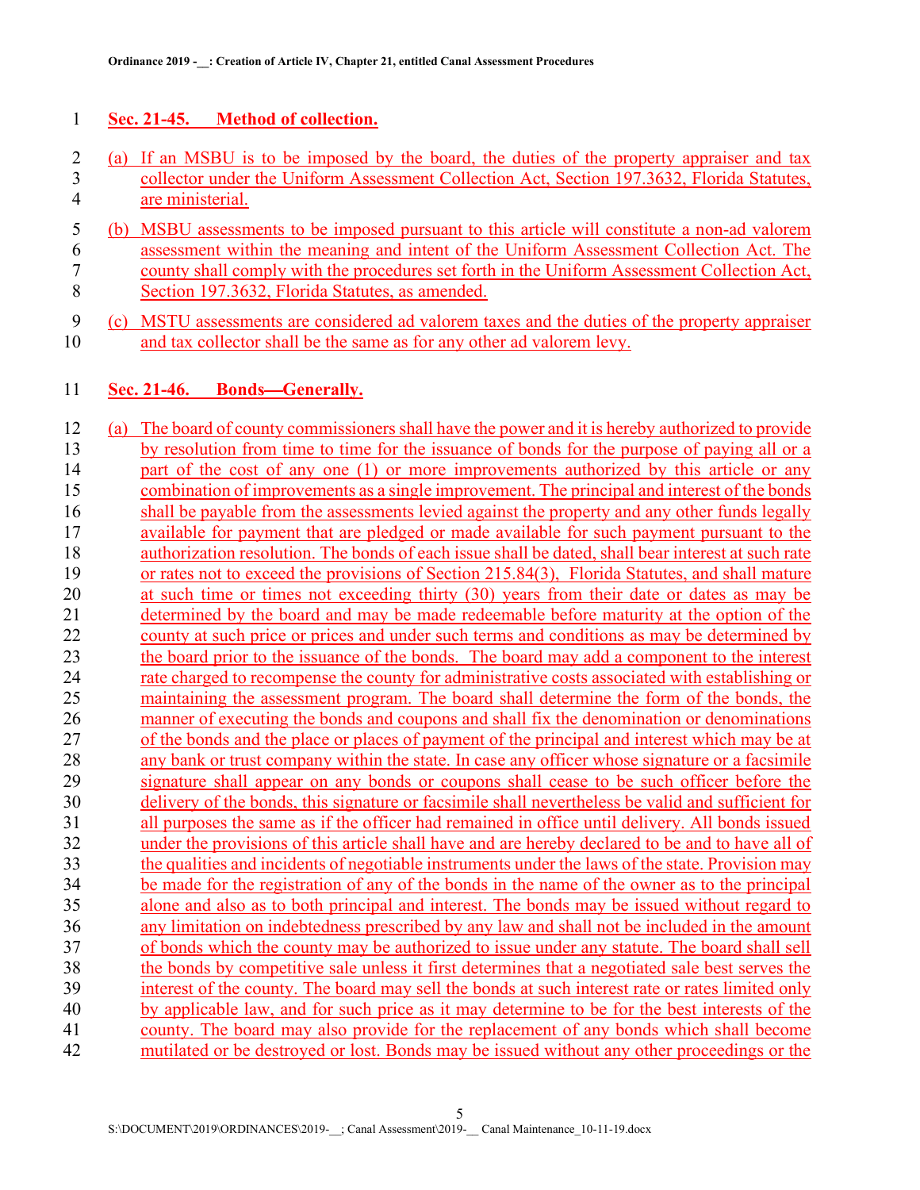### Sec. 21-45. Method of collection.

(a) If an MSBU is to be imposed by the board, the duties of the property appraiser and tax collector under the Uniform Assessment Collection Act, Section 197.3632, Florida Statutes, are ministerial.

(b) MSBU assessments to be imposed pursuant to this article will constitute a non-ad valorem assessment within the meaning and intent of the Uniform Assessment Collection Act. The county shall comply with the procedures set forth in the Uniform Assessment Collection Act, Section 197.3632, Florida Statutes, as amended.

(c) MSTU assessments are considered ad valorem taxes and the duties of the property appraiser and tax collector shall be the same as for any other ad valorem levy.

### Sec. 21-46. Bonds—Generally.

(a) The board of county commissioners shall have the power and it is hereby authorized to provide by resolution from time to time for the issuance of bonds for the purpose of paying all or a part of the cost of any one (1) or more improvements authorized by this article or any combination of improvements as a single improvement. The principal and interest of the bonds shall be payable from the assessments levied against the property and any other funds legally available for payment that are pledged or made available for such payment pursuant to the authorization resolution. The bonds of each issue shall be dated, shall bear interest at such rate or rates not to exceed the provisions of Section 215.84(3), Florida Statutes, and shall mature at such time or times not exceeding thirty (30) years from their date or dates as may be determined by the board and may be made redeemable before maturity at the option of the county at such price or prices and under such terms and conditions as may be determined by the board prior to the issuance of the bonds. The board may add a component to the interest rate charged to recompense the county for administrative costs associated with establishing or maintaining the assessment program. The board shall determine the form of the bonds, the manner of executing the bonds and coupons and shall fix the denomination or denominations of the bonds and the place or places of payment of the principal and interest which may be at any bank or trust company within the state. In case any officer whose signature or a facsimile signature shall appear on any bonds or coupons shall cease to be such officer before the delivery of the bonds, this signature or facsimile shall nevertheless be valid and sufficient for all purposes the same as if the officer had remained in office until delivery. All bonds issued under the provisions of this article shall have and are hereby declared to be and to have all of the qualities and incidents of negotiable instruments under the laws of the state. Provision may be made for the registration of any of the bonds in the name of the owner as to the principal alone and also as to both principal and interest. The bonds may be issued without regard to any limitation on indebtedness prescribed by any law and shall not be included in the amount of bonds which the county may be authorized to issue under any statute. The board shall sell the bonds by competitive sale unless it first determines that a negotiated sale best serves the interest of the county. The board may sell the bonds at such interest rate or rates limited only by applicable law, and for such price as it may determine to be for the best interests of the county. The board may also provide for the replacement of any bonds which shall become mutilated or be destroyed or lost. Bonds may be issued without any other proceedings or the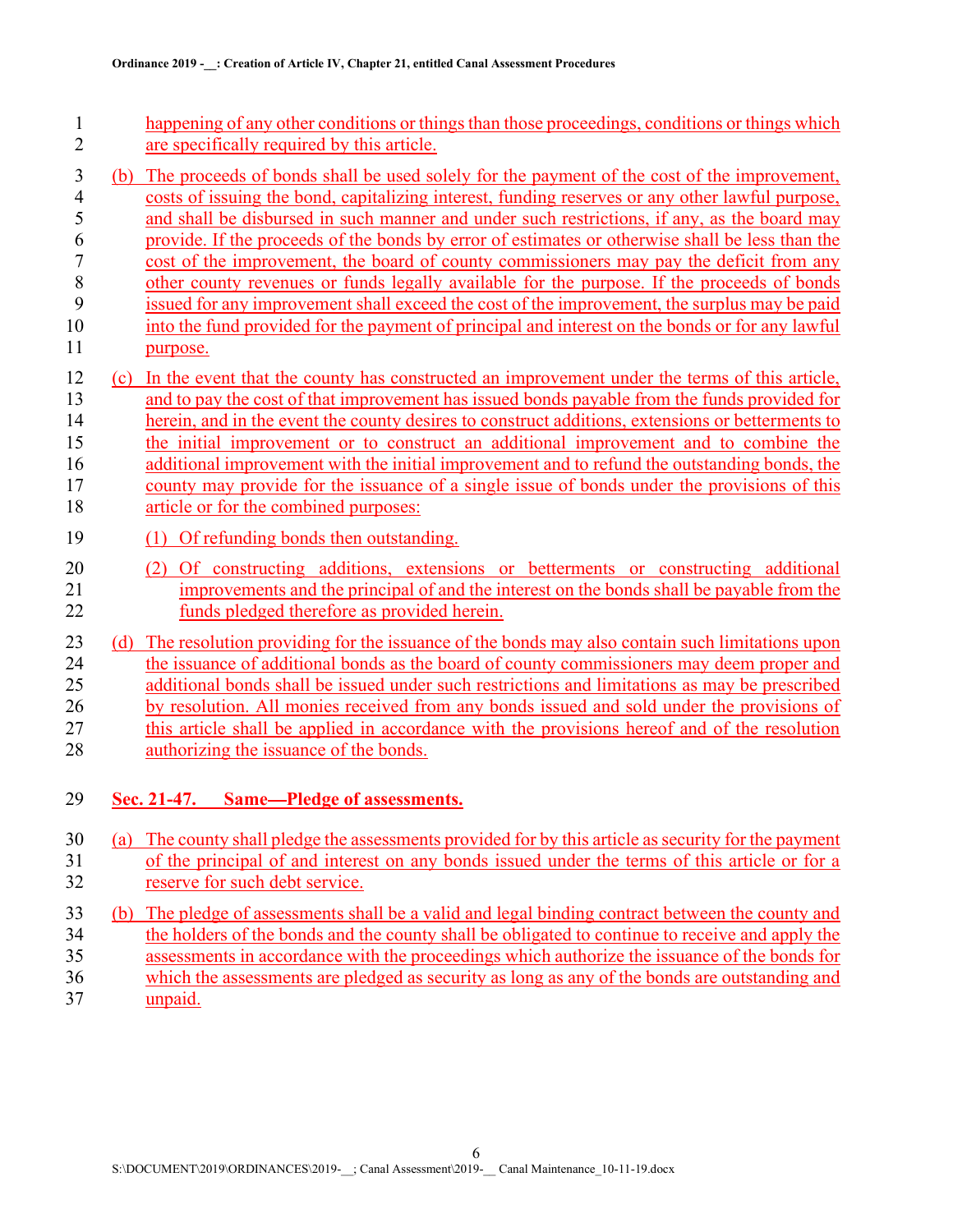happening of any other conditions or things than those proceedings, conditions or things which are specifically required by this article.

(b) The proceeds of bonds shall be used solely for the payment of the cost of the improvement, costs of issuing the bond, capitalizing interest, funding reserves or any other lawful purpose, and shall be disbursed in such manner and under such restrictions, if any, as the board may provide. If the proceeds of the bonds by error of estimates or otherwise shall be less than the cost of the improvement, the board of county commissioners may pay the deficit from any other county revenues or funds legally available for the purpose. If the proceeds of bonds issued for any improvement shall exceed the cost of the improvement, the surplus may be paid into the fund provided for the payment of principal and interest on the bonds or for any lawful purpose.

(c) In the event that the county has constructed an improvement under the terms of this article, and to pay the cost of that improvement has issued bonds payable from the funds provided for herein, and in the event the county desires to construct additions, extensions or betterments to the initial improvement or to construct an additional improvement and to combine the additional improvement with the initial improvement and to refund the outstanding bonds, the county may provide for the issuance of a single issue of bonds under the provisions of this article or for the combined purposes:

(1) Of refunding bonds then outstanding.

(2) Of constructing additions, extensions or betterments or constructing additional improvements and the principal of and the interest on the bonds shall be payable from the funds pledged therefore as provided herein.

(d) The resolution providing for the issuance of the bonds may also contain such limitations upon the issuance of additional bonds as the board of county commissioners may deem proper and additional bonds shall be issued under such restrictions and limitations as may be prescribed by resolution. All monies received from any bonds issued and sold under the provisions of this article shall be applied in accordance with the provisions hereof and of the resolution authorizing the issuance of the bonds.

**Sec. 21-47. Same—Pledge of assessments.**

(a) The county shall pledge the assessments provided for by this article as security for the payment of the principal of and interest on any bonds issued under the terms of this article or for a reserve for such debt service.

(b) The pledge of assessments shall be a valid and legal binding contract between the county and the holders of the bonds and the county shall be obligated to continue to receive and apply the assessments in accordance with the proceedings which authorize the issuance of the bonds for which the assessments are pledged as security as long as any of the bonds are outstanding and unpaid.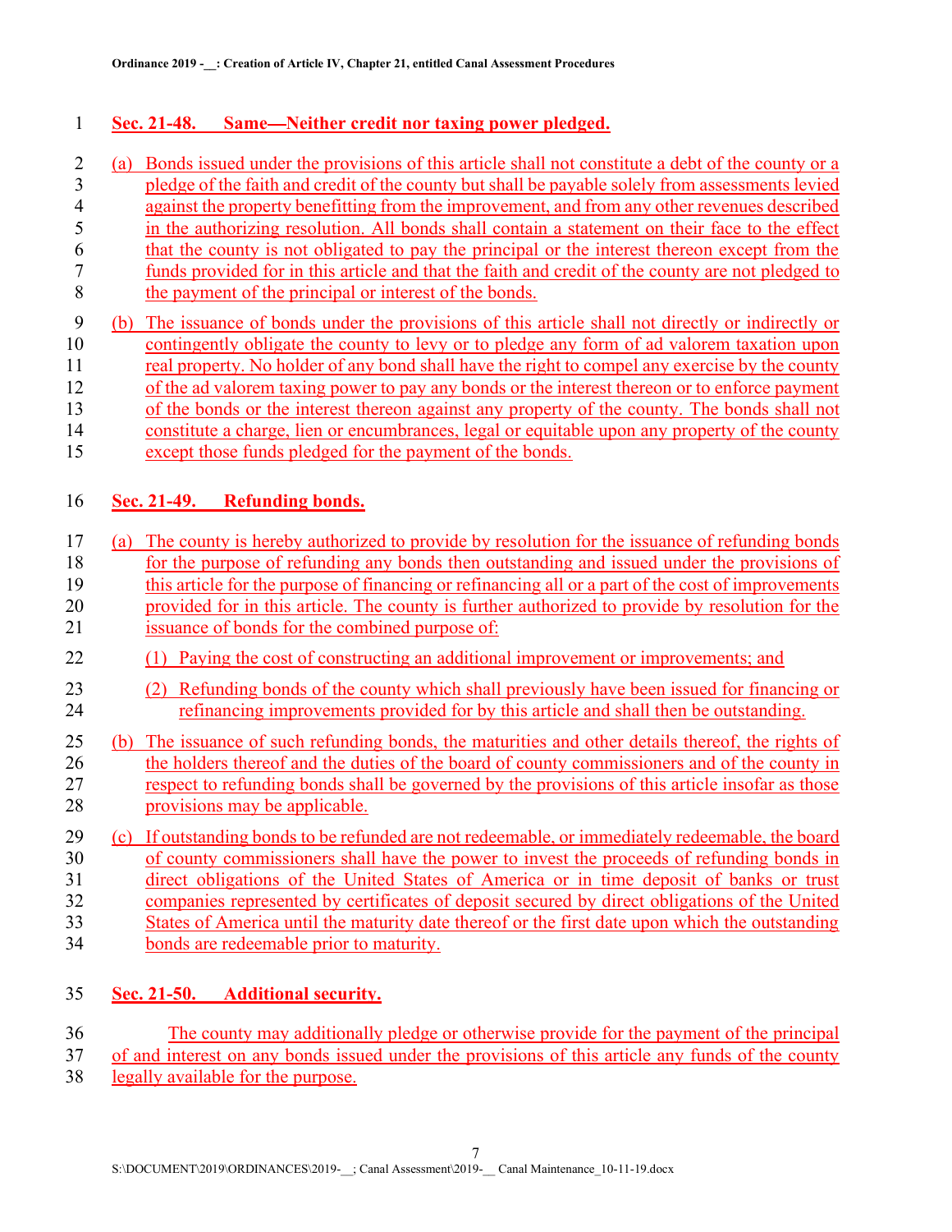### Sec. 21-48. Same—Neither credit nor taxing power pledged.

(a) Bonds issued under the provisions of this article shall not constitute a debt of the county or a pledge of the faith and credit of the county but shall be payable solely from assessments levied against the property benefitting from the improvement, and from any other revenues described in the authorizing resolution. All bonds shall contain a statement on their face to the effect that the county is not obligated to pay the principal or the interest thereon except from the funds provided for in this article and that the faith and credit of the county are not pledged to the payment of the principal or interest of the bonds.

(b) The issuance of bonds under the provisions of this article shall not directly or indirectly or contingently obligate the county to levy or to pledge any form of ad valorem taxation upon real property. No holder of any bond shall have the right to compel any exercise by the county of the ad valorem taxing power to pay any bonds or the interest thereon or to enforce payment of the bonds or the interest thereon against any property of the county. The bonds shall not constitute a charge, lien or encumbrances, legal or equitable upon any property of the county except those funds pledged for the payment of the bonds.

### Sec. 21-49. Refunding bonds.

(a) The county is hereby authorized to provide by resolution for the issuance of refunding bonds for the purpose of refunding any bonds then outstanding and issued under the provisions of this article for the purpose of financing or refinancing all or a part of the cost of improvements provided for in this article. The county is further authorized to provide by resolution for the issuance of bonds for the combined purpose of:

   (1) Paying the cost of constructing an additional improvement or improvements; and

   (2) Refunding bonds of the county which shall previously have been issued for financing or refinancing improvements provided for by this article and shall then be outstanding.

(b) The issuance of such refunding bonds, the maturities and other details thereof, the rights of the holders thereof and the duties of the board of county commissioners and of the county in respect to refunding bonds shall be governed by the provisions of this article insofar as those provisions may be applicable.

(c) If outstanding bonds to be refunded are not redeemable, or immediately redeemable, the board of county commissioners shall have the power to invest the proceeds of refunding bonds in direct obligations of the United States of America or in time deposit of banks or trust companies represented by certificates of deposit secured by direct obligations of the United States of America until the maturity date thereof or the first date upon which the outstanding bonds are redeemable prior to maturity.

### Sec. 21-50. Additional security.

The county may additionally pledge or otherwise provide for the payment of the principal of and interest on any bonds issued under the provisions of this article any funds of the county legally available for the purpose.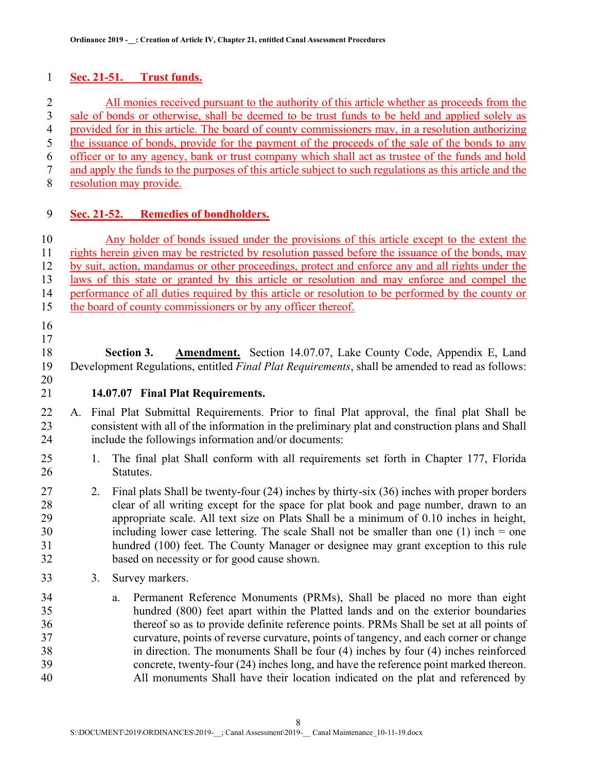**Sec. 21-51. Trust funds.**

All monies received pursuant to the authority of this article whether as proceeds from the sale of bonds or otherwise, shall be deemed to be trust funds to be held and applied solely as provided for in this article. The board of county commissioners may, in a resolution authorizing the issuance of bonds, provide for the payment of the proceeds of the sale of the bonds to any officer or to any agency, bank or trust company which shall act as trustee of the funds and hold and apply the funds to the purposes of this article subject to such regulations as this article and the resolution may provide.

**Sec. 21-52. Remedies of bondholders.**

Any holder of bonds issued under the provisions of this article except to the extent the rights herein given may be restricted by resolution passed before the issuance of the bonds, may by suit, action, mandamus or other proceedings, protect and enforce any and all rights under the laws of this state or granted by this article or resolution and may enforce and compel the performance of all duties required by this article or resolution to be performed by the county or the board of county commissioners or by any officer thereof.

**Section 3.** **Amendment.** Section 14.07.07, Lake County Code, Appendix E, Land Development Regulations, entitled *Final Plat Requirements*, shall be amended to read as follows:

**14.07.07 Final Plat Requirements.**

A. Final Plat Submittal Requirements. Prior to final Plat approval, the final plat Shall be consistent with all of the information in the preliminary plat and construction plans and Shall include the followings information and/or documents:

1. The final plat Shall conform with all requirements set forth in Chapter 177, Florida Statutes.

2. Final plats Shall be twenty-four (24) inches by thirty-six (36) inches with proper borders clear of all writing except for the space for plat book and page number, drawn to an appropriate scale. All text size on Plats Shall be a minimum of 0.10 inches in height, including lower case lettering. The scale Shall not be smaller than one (1) inch = one hundred (100) feet. The County Manager or designee may grant exception to this rule based on necessity or for good cause shown.

3. Survey markers.

   a. Permanent Reference Monuments (PRMs), Shall be placed no more than eight hundred (800) feet apart within the Platted lands and on the exterior boundaries thereof so as to provide definite reference points. PRMs Shall be set at all points of curvature, points of reverse curvature, points of tangency, and each corner or change in direction. The monuments Shall be four (4) inches by four (4) inches reinforced concrete, twenty-four (24) inches long, and have the reference point marked thereon. All monuments Shall have their location indicated on the plat and referenced by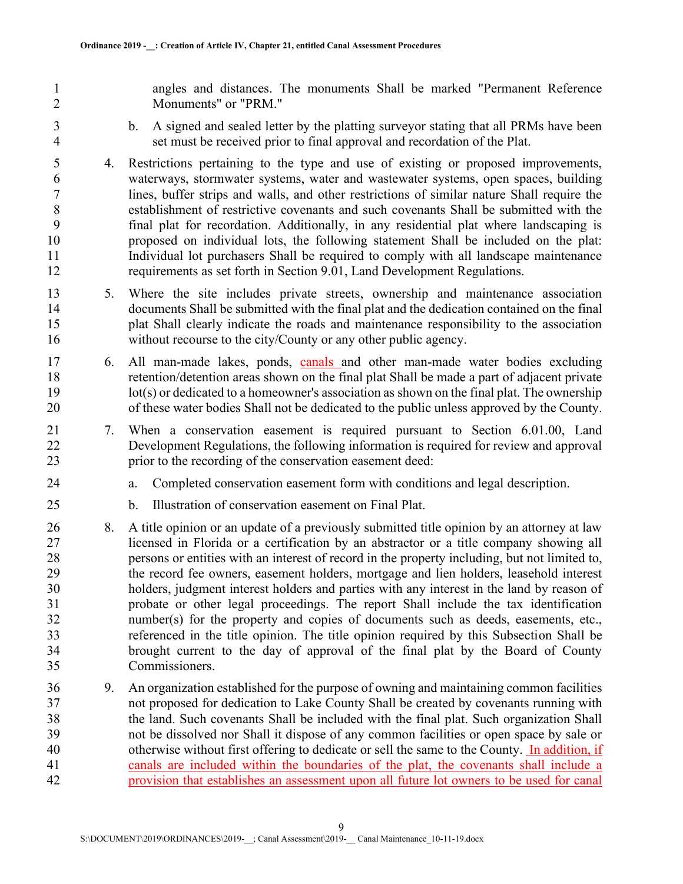angles and distances. The monuments Shall be marked "Permanent Reference Monuments" or "PRM."

b. A signed and sealed letter by the platting surveyor stating that all PRMs have been set must be received prior to final approval and recordation of the Plat.

4. Restrictions pertaining to the type and use of existing or proposed improvements, waterways, stormwater systems, water and wastewater systems, open spaces, building lines, buffer strips and walls, and other restrictions of similar nature Shall require the establishment of restrictive covenants and such covenants Shall be submitted with the final plat for recordation. Additionally, in any residential plat where landscaping is proposed on individual lots, the following statement Shall be included on the plat: Individual lot purchasers Shall be required to comply with all landscape maintenance requirements as set forth in Section 9.01, Land Development Regulations.

5. Where the site includes private streets, ownership and maintenance association documents Shall be submitted with the final plat and the dedication contained on the final plat Shall clearly indicate the roads and maintenance responsibility to the association without recourse to the city/County or any other public agency.

6. All man-made lakes, ponds, canals and other man-made water bodies excluding retention/detention areas shown on the final plat Shall be made a part of adjacent private lot(s) or dedicated to a homeowner's association as shown on the final plat. The ownership of these water bodies Shall not be dedicated to the public unless approved by the County.

7. When a conservation easement is required pursuant to Section 6.01.00, Land Development Regulations, the following information is required for review and approval prior to the recording of the conservation easement deed:

   a. Completed conservation easement form with conditions and legal description.

   b. Illustration of conservation easement on Final Plat.

8. A title opinion or an update of a previously submitted title opinion by an attorney at law licensed in Florida or a certification by an abstractor or a title company showing all persons or entities with an interest of record in the property including, but not limited to, the record fee owners, easement holders, mortgage and lien holders, leasehold interest holders, judgment interest holders and parties with any interest in the land by reason of probate or other legal proceedings. The report Shall include the tax identification number(s) for the property and copies of documents such as deeds, easements, etc., referenced in the title opinion. The title opinion required by this Subsection Shall be brought current to the day of approval of the final plat by the Board of County Commissioners.

9. An organization established for the purpose of owning and maintaining common facilities not proposed for dedication to Lake County Shall be created by covenants running with the land. Such covenants Shall be included with the final plat. Such organization Shall not be dissolved nor Shall it dispose of any common facilities or open space by sale or otherwise without first offering to dedicate or sell the same to the County. In addition, if canals are included within the boundaries of the plat, the covenants shall include a provision that establishes an assessment upon all future lot owners to be used for canal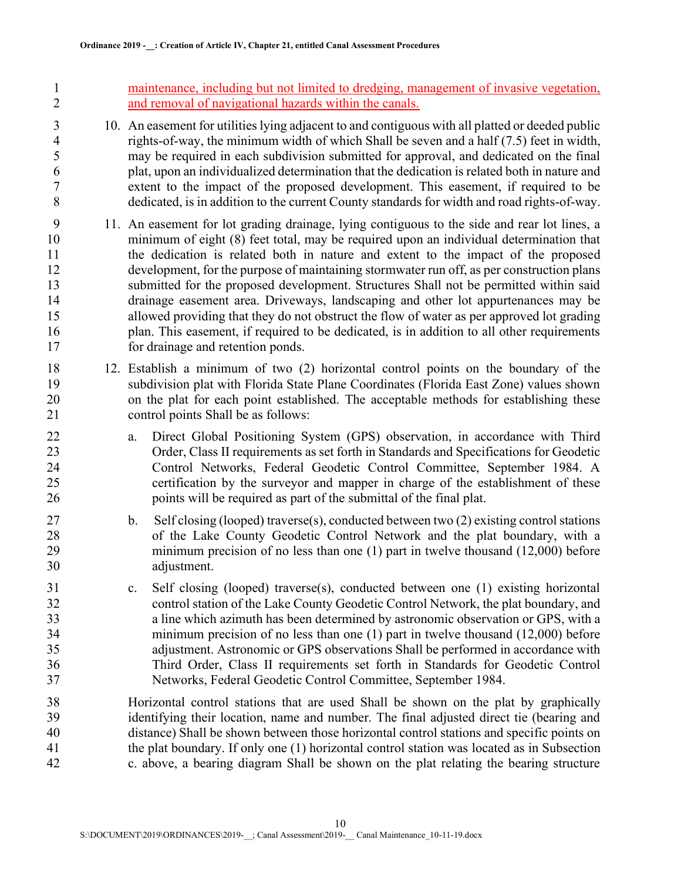maintenance, including but not limited to dredging, management of invasive vegetation, and removal of navigational hazards within the canals.

10. An easement for utilities lying adjacent to and contiguous with all platted or deeded public rights-of-way, the minimum width of which Shall be seven and a half (7.5) feet in width, may be required in each subdivision submitted for approval, and dedicated on the final plat, upon an individualized determination that the dedication is related both in nature and extent to the impact of the proposed development. This easement, if required to be dedicated, is in addition to the current County standards for width and road rights-of-way.

11. An easement for lot grading drainage, lying contiguous to the side and rear lot lines, a minimum of eight (8) feet total, may be required upon an individual determination that the dedication is related both in nature and extent to the impact of the proposed development, for the purpose of maintaining stormwater run off, as per construction plans submitted for the proposed development. Structures Shall not be permitted within said drainage easement area. Driveways, landscaping and other lot appurtenances may be allowed providing that they do not obstruct the flow of water as per approved lot grading plan. This easement, if required to be dedicated, is in addition to all other requirements for drainage and retention ponds.

12. Establish a minimum of two (2) horizontal control points on the boundary of the subdivision plat with Florida State Plane Coordinates (Florida East Zone) values shown on the plat for each point established. The acceptable methods for establishing these control points Shall be as follows:

    a. Direct Global Positioning System (GPS) observation, in accordance with Third Order, Class II requirements as set forth in Standards and Specifications for Geodetic Control Networks, Federal Geodetic Control Committee, September 1984. A certification by the surveyor and mapper in charge of the establishment of these points will be required as part of the submittal of the final plat.

    b. Self closing (looped) traverse(s), conducted between two (2) existing control stations of the Lake County Geodetic Control Network and the plat boundary, with a minimum precision of no less than one (1) part in twelve thousand (12,000) before adjustment.

    c. Self closing (looped) traverse(s), conducted between one (1) existing horizontal control station of the Lake County Geodetic Control Network, the plat boundary, and a line which azimuth has been determined by astronomic observation or GPS, with a minimum precision of no less than one (1) part in twelve thousand (12,000) before adjustment. Astronomic or GPS observations Shall be performed in accordance with Third Order, Class II requirements set forth in Standards for Geodetic Control Networks, Federal Geodetic Control Committee, September 1984.

    Horizontal control stations that are used Shall be shown on the plat by graphically identifying their location, name and number. The final adjusted direct tie (bearing and distance) Shall be shown between those horizontal control stations and specific points on the plat boundary. If only one (1) horizontal control station was located as in Subsection c. above, a bearing diagram Shall be shown on the plat relating the bearing structure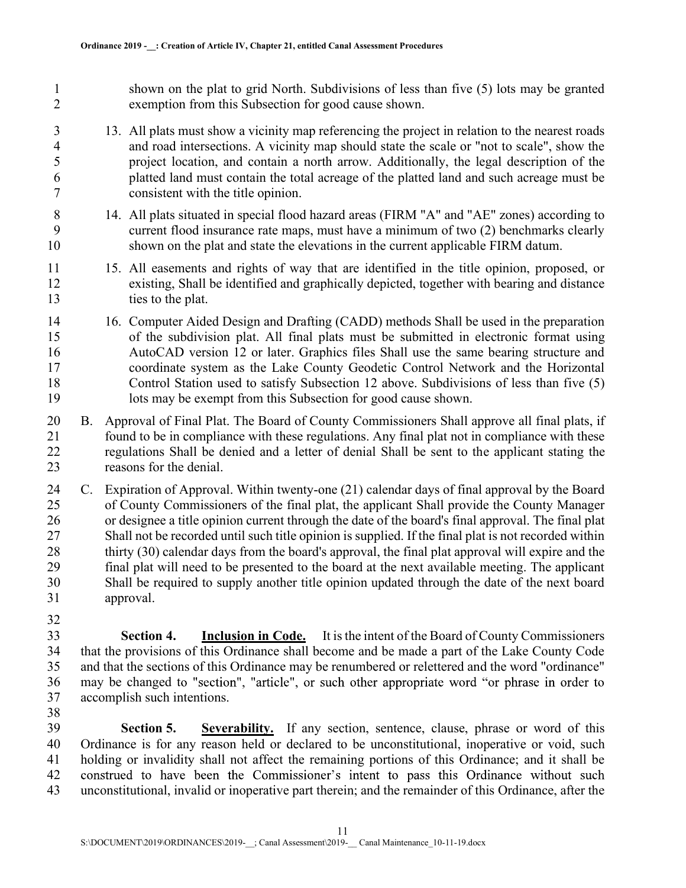shown on the plat to grid North. Subdivisions of less than five (5) lots may be granted exemption from this Subsection for good cause shown.

13. All plats must show a vicinity map referencing the project in relation to the nearest roads and road intersections. A vicinity map should state the scale or "not to scale", show the project location, and contain a north arrow. Additionally, the legal description of the platted land must contain the total acreage of the platted land and such acreage must be consistent with the title opinion.

14. All plats situated in special flood hazard areas (FIRM "A" and "AE" zones) according to current flood insurance rate maps, must have a minimum of two (2) benchmarks clearly shown on the plat and state the elevations in the current applicable FIRM datum.

15. All easements and rights of way that are identified in the title opinion, proposed, or existing, Shall be identified and graphically depicted, together with bearing and distance ties to the plat.

16. Computer Aided Design and Drafting (CADD) methods Shall be used in the preparation of the subdivision plat. All final plats must be submitted in electronic format using AutoCAD version 12 or later. Graphics files Shall use the same bearing structure and coordinate system as the Lake County Geodetic Control Network and the Horizontal Control Station used to satisfy Subsection 12 above. Subdivisions of less than five (5) lots may be exempt from this Subsection for good cause shown.

B. Approval of Final Plat. The Board of County Commissioners Shall approve all final plats, if found to be in compliance with these regulations. Any final plat not in compliance with these regulations Shall be denied and a letter of denial Shall be sent to the applicant stating the reasons for the denial.

C. Expiration of Approval. Within twenty-one (21) calendar days of final approval by the Board of County Commissioners of the final plat, the applicant Shall provide the County Manager or designee a title opinion current through the date of the board's final approval. The final plat Shall not be recorded until such title opinion is supplied. If the final plat is not recorded within thirty (30) calendar days from the board's approval, the final plat approval will expire and the final plat will need to be presented to the board at the next available meeting. The applicant Shall be required to supply another title opinion updated through the date of the next board approval.

**Section 4.** **Inclusion in Code.** It is the intent of the Board of County Commissioners that the provisions of this Ordinance shall become and be made a part of the Lake County Code and that the sections of this Ordinance may be renumbered or relettered and the word "ordinance" may be changed to "section", "article", or such other appropriate word "or phrase in order to accomplish such intentions.

**Section 5.** **Severability.** If any section, sentence, clause, phrase or word of this Ordinance is for any reason held or declared to be unconstitutional, inoperative or void, such holding or invalidity shall not affect the remaining portions of this Ordinance; and it shall be construed to have been the Commissioner's intent to pass this Ordinance without such unconstitutional, invalid or inoperative part therein; and the remainder of this Ordinance, after the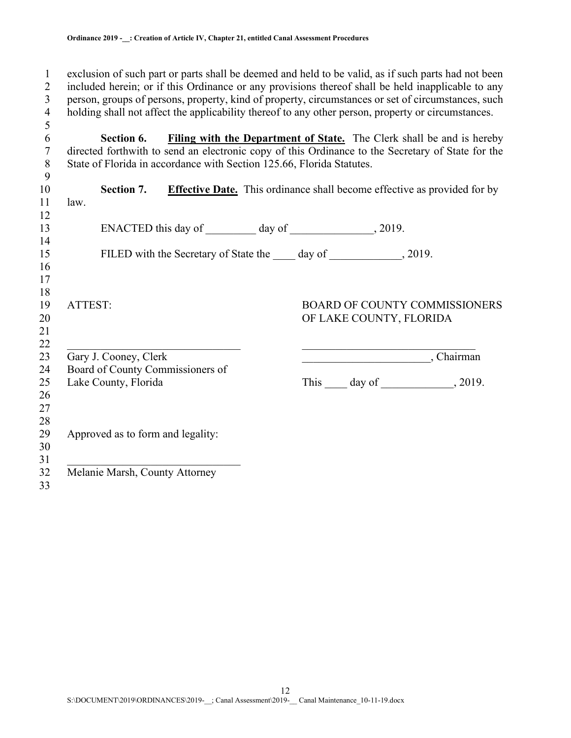exclusion of such part or parts shall be deemed and held to be valid, as if such parts had not been included herein; or if this Ordinance or any provisions thereof shall be held inapplicable to any person, groups of persons, property, kind of property, circumstances or set of circumstances, such holding shall not affect the applicability thereof to any other person, property or circumstances.

**Section 6.** **Filing with the Department of State.** The Clerk shall be and is hereby directed forthwith to send an electronic copy of this Ordinance to the Secretary of State for the State of Florida in accordance with Section 125.66, Florida Statutes.

**Section 7.** **Effective Date.** This ordinance shall become effective as provided for by law.

ENACTED this day of _________ day of _______________, 2019.

FILED with the Secretary of State the ____ day of _____________, 2019.

ATTEST:

_______________________________
Gary J. Cooney, Clerk
Board of County Commissioners of
Lake County, Florida

BOARD OF COUNTY COMMISSIONERS
OF LAKE COUNTY, FLORIDA

_______________________________
_______________________, Chairman

This ____ day of _____________, 2019.

Approved as to form and legality:

_______________________________
Melanie Marsh, County Attorney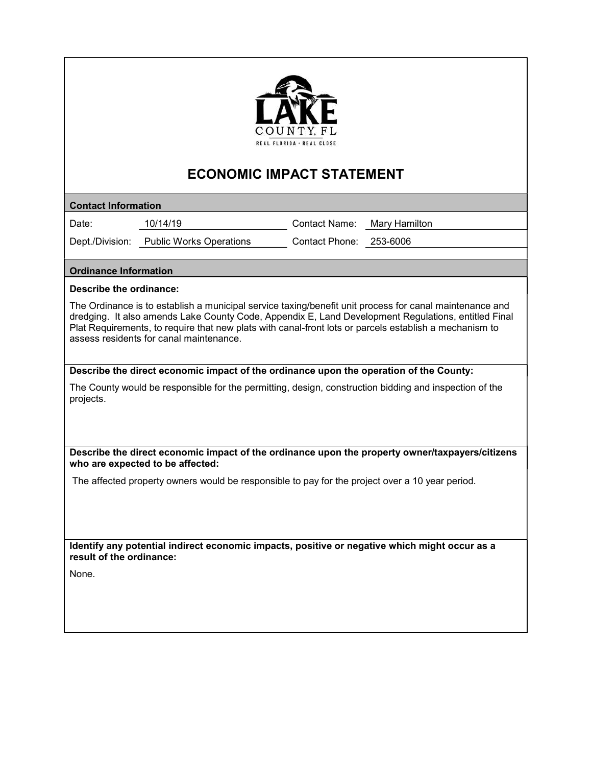LAKE COUNTY, FL

REAL FLORIDA · REAL CLOSE

# ECONOMIC IMPACT STATEMENT

## Contact Information

| | | | |
|---|---|---|---|
| Date: | 10/14/19 | Contact Name: | Mary Hamilton |
| Dept./Division: | Public Works Operations | Contact Phone: | 253-6006 |

## Ordinance Information

**Describe the ordinance:**

The Ordinance is to establish a municipal service taxing/benefit unit process for canal maintenance and dredging. It also amends Lake County Code, Appendix E, Land Development Regulations, entitled Final Plat Requirements, to require that new plats with canal-front lots or parcels establish a mechanism to assess residents for canal maintenance.

**Describe the direct economic impact of the ordinance upon the operation of the County:**

The County would be responsible for the permitting, design, construction bidding and inspection of the projects.

**Describe the direct economic impact of the ordinance upon the property owner/taxpayers/citizens who are expected to be affected:**

The affected property owners would be responsible to pay for the project over a 10 year period.

**Identify any potential indirect economic impacts, positive or negative which might occur as a result of the ordinance:**

None.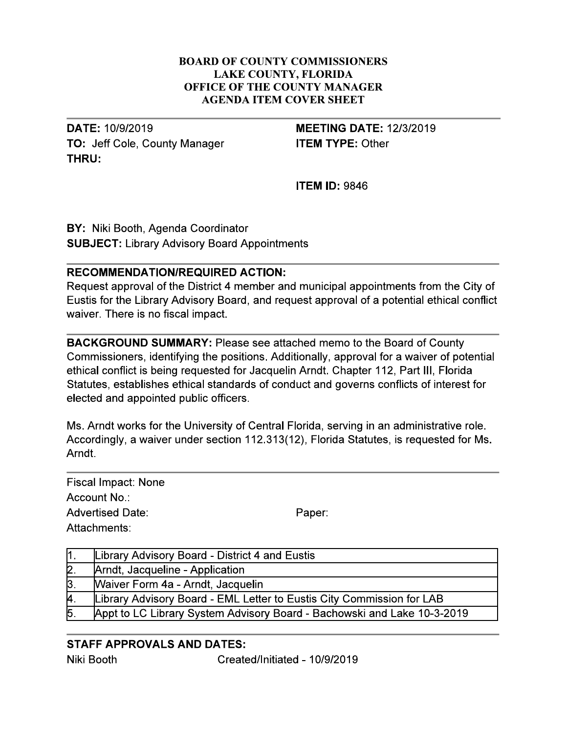**BOARD OF COUNTY COMMISSIONERS**
**LAKE COUNTY, FLORIDA**
**OFFICE OF THE COUNTY MANAGER**
**AGENDA ITEM COVER SHEET**

**DATE:** 10/9/2019
**TO:** Jeff Cole, County Manager
**THRU:**

**MEETING DATE:** 12/3/2019
**ITEM TYPE:** Other

**ITEM ID:** 9846

**BY:** Niki Booth, Agenda Coordinator
**SUBJECT:** Library Advisory Board Appointments

## RECOMMENDATION/REQUIRED ACTION:

Request approval of the District 4 member and municipal appointments from the City of Eustis for the Library Advisory Board, and request approval of a potential ethical conflict waiver. There is no fiscal impact.

**BACKGROUND SUMMARY:** Please see attached memo to the Board of County Commissioners, identifying the positions. Additionally, approval for a waiver of potential ethical conflict is being requested for Jacquelin Arndt. Chapter 112, Part III, Florida Statutes, establishes ethical standards of conduct and governs conflicts of interest for elected and appointed public officers.

Ms. Arndt works for the University of Central Florida, serving in an administrative role. Accordingly, a waiver under section 112.313(12), Florida Statutes, is requested for Ms. Arndt.

Fiscal Impact: None
Account No.:
Advertised Date: Paper:
Attachments:

| | |
|---|---|
| 1. | Library Advisory Board - District 4 and Eustis |
| 2. | Arndt, Jacqueline - Application |
| 3. | Waiver Form 4a - Arndt, Jacquelin |
| 4. | Library Advisory Board - EML Letter to Eustis City Commission for LAB |
| 5. | Appt to LC Library System Advisory Board - Bachowski and Lake 10-3-2019 |

## STAFF APPROVALS AND DATES:

Niki Booth Created/Initiated - 10/9/2019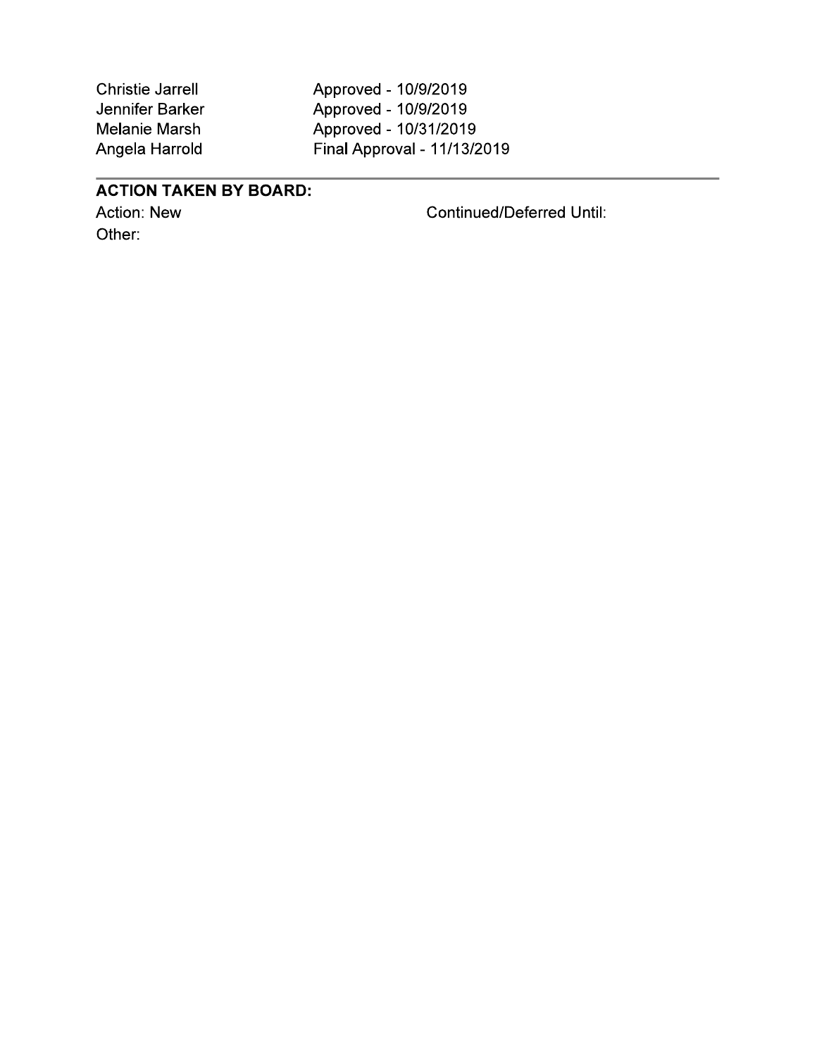| | |
|---|---|
| Christie Jarrell | Approved - 10/9/2019 |
| Jennifer Barker | Approved - 10/9/2019 |
| Melanie Marsh | Approved - 10/31/2019 |
| Angela Harrold | Final Approval - 11/13/2019 |

---

**ACTION TAKEN BY BOARD:**

Action: New

Continued/Deferred Until:

Other: